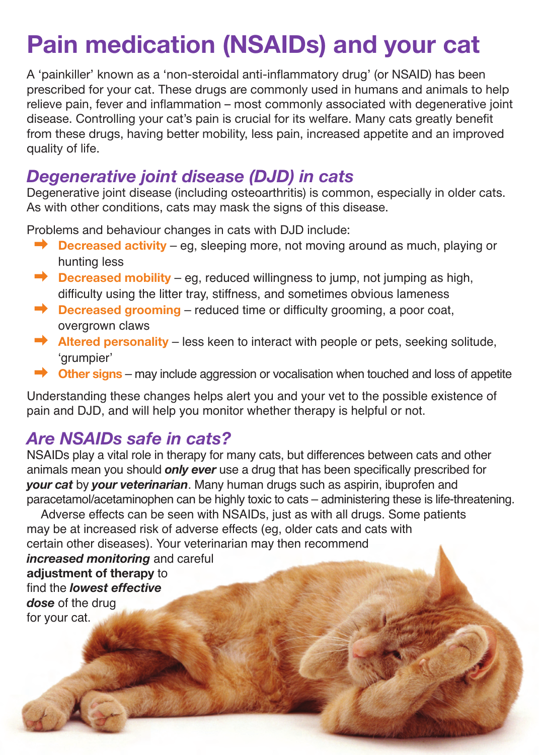# Pain medication (NSAIDs) and your cat

A 'painkiller' known as a 'non-steroidal anti-inflammatory drug' (or NSAID) has been prescribed for your cat. These drugs are commonly used in humans and animals to help relieve pain, fever and inflammation – most commonly associated with degenerative joint disease. Controlling your cat's pain is crucial for its welfare. Many cats greatly benefit from these drugs, having better mobility, less pain, increased appetite and an improved quality of life.

## *Degenerative joint disease (DJD) in cats*

Degenerative joint disease (including osteoarthritis) is common, especially in older cats. As with other conditions, cats may mask the signs of this disease.

Problems and behaviour changes in cats with DJD include:

- **Decreased activity** – eg, sleeping more, not moving around as much, playing or hunting less
- **Decreased mobility** – eg, reduced willingness to jump, not jumping as high, difficulty using the litter tray, stiffness, and sometimes obvious lameness
- **Decreased grooming** – reduced time or difficulty grooming, a poor coat, overgrown claws
- **Altered personality** – less keen to interact with people or pets, seeking solitude, 'grumpier'
- **Other signs** – may include aggression or vocalisation when touched and loss of appetite

Understanding these changes helps alert you and your vet to the possible existence of pain and DJD, and will help you monitor whether therapy is helpful or not.

## *Are NSAIDs safe in cats?*

NSAIDs play a vital role in therapy for many cats, but differences between cats and other animals mean you should ***only ever*** use a drug that has been specifically prescribed for ***your cat*** by ***your veterinarian***. Many human drugs such as aspirin, ibuprofen and paracetamol/acetaminophen can be highly toxic to cats – administering these is life-threatening.

Adverse effects can be seen with NSAIDs, just as with all drugs. Some patients may be at increased risk of adverse effects (eg, older cats and cats with certain other diseases). Your veterinarian may then recommend ***increased monitoring*** and careful **adjustment of therapy** to find the ***lowest effective dose*** of the drug for your cat.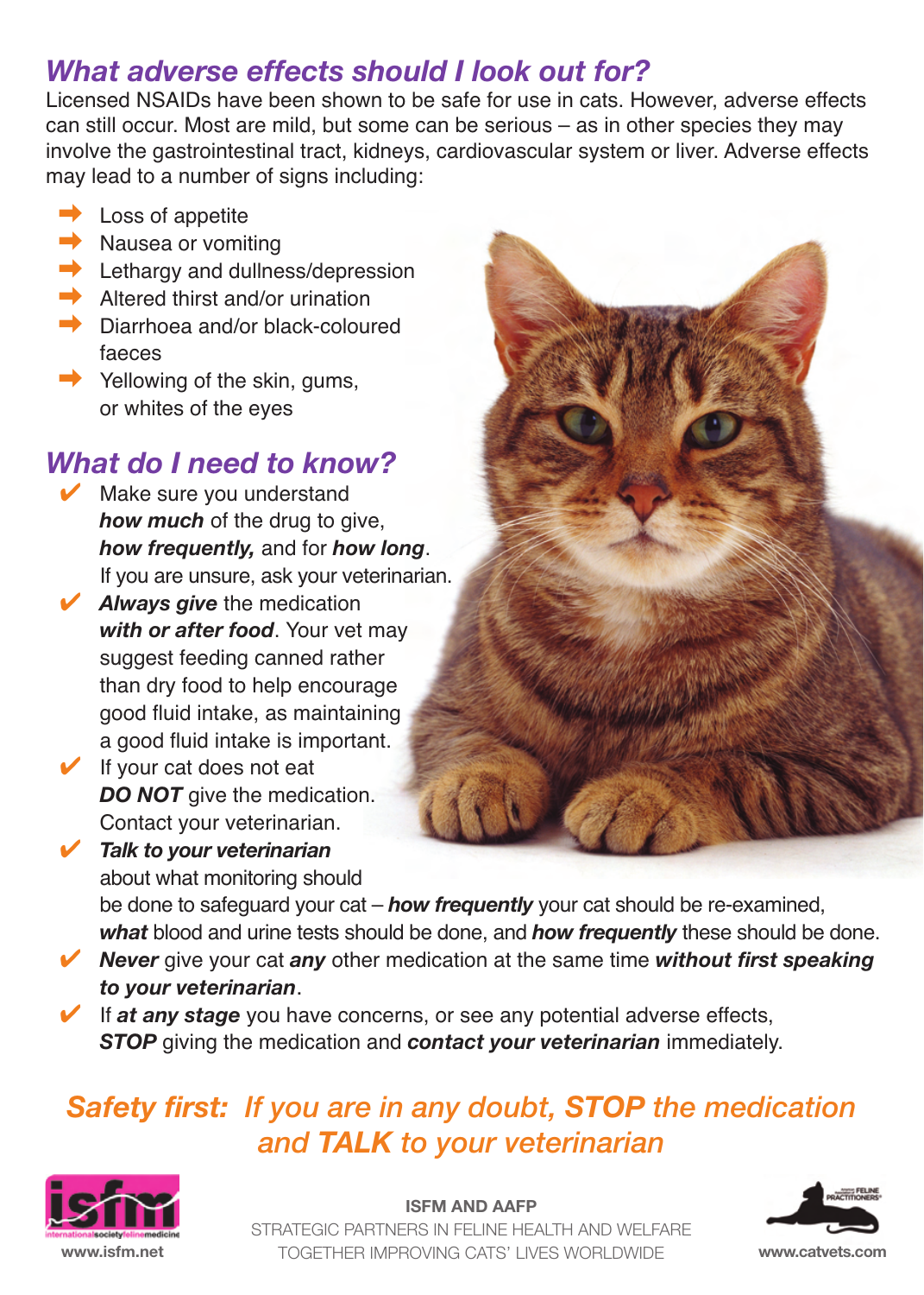## *What adverse effects should I look out for?*

Licensed NSAIDs have been shown to be safe for use in cats. However, adverse effects can still occur. Most are mild, but some can be serious – as in other species they may involve the gastrointestinal tract, kidneys, cardiovascular system or liver. Adverse effects may lead to a number of signs including:

- Loss of appetite
- Nausea or vomiting
- Lethargy and dullness/depression
- Altered thirst and/or urination
- Diarrhoea and/or black-coloured faeces
- Yellowing of the skin, gums, or whites of the eyes

## *What do I need to know?*

- ✔ Make sure you understand ***how much*** of the drug to give, ***how frequently,*** and for ***how long***. If you are unsure, ask your veterinarian.
- ✔ ***Always give*** the medication ***with or after food***. Your vet may suggest feeding canned rather than dry food to help encourage good fluid intake, as maintaining a good fluid intake is important.
- ✔ If your cat does not eat ***DO NOT*** give the medication. Contact your veterinarian.
- ✔ ***Talk to your veterinarian*** about what monitoring should be done to safeguard your cat – ***how frequently*** your cat should be re-examined, ***what*** blood and urine tests should be done, and ***how frequently*** these should be done.
- ✔ ***Never*** give your cat ***any*** other medication at the same time ***without first speaking to your veterinarian***.
- ✔ If ***at any stage*** you have concerns, or see any potential adverse effects, ***STOP*** giving the medication and ***contact your veterinarian*** immediately.

***Safety first: If you are in any doubt, STOP the medication and TALK to your veterinarian***

www.isfm.net

**ISFM AND AAFP**
STRATEGIC PARTNERS IN FELINE HEALTH AND WELFARE
TOGETHER IMPROVING CATS' LIVES WORLDWIDE

www.catvets.com